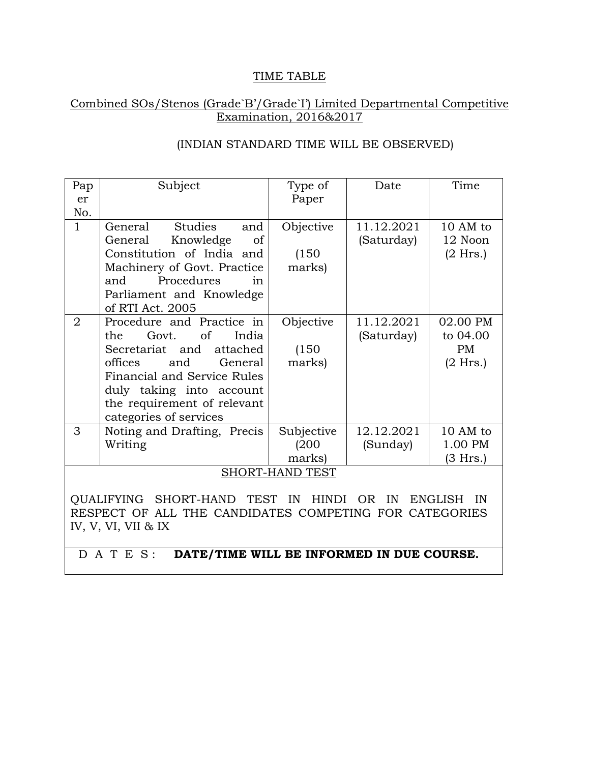# TIME TABLE

## Combined SOs/Stenos (Grade`B'/Grade`I') Limited Departmental Competitive Examination, 2016&2017

(INDIAN STANDARD TIME WILL BE OBSERVED)

| Paper No. | Subject | Type of Paper | Date | Time |
|---|---|---|---|---|
| 1 | General Studies and General Knowledge of Constitution of India and Machinery of Govt. Practice and Procedures in Parliament and Knowledge of RTI Act. 2005 | Objective (150 marks) | 11.12.2021 (Saturday) | 10 AM to 12 Noon (2 Hrs.) |
| 2 | Procedure and Practice in the Govt. of India Secretariat and attached offices and General Financial and Service Rules duly taking into account the requirement of relevant categories of services | Objective (150 marks) | 11.12.2021 (Saturday) | 02.00 PM to 04.00 PM (2 Hrs.) |
| 3 | Noting and Drafting, Precis Writing | Subjective (200 marks) | 12.12.2021 (Sunday) | 10 AM to 1.00 PM (3 Hrs.) |

SHORT-HAND TEST

QUALIFYING SHORT-HAND TEST IN HINDI OR IN ENGLISH IN RESPECT OF ALL THE CANDIDATES COMPETING FOR CATEGORIES IV, V, VI, VII & IX

D A T E S : **DATE/TIME WILL BE INFORMED IN DUE COURSE.**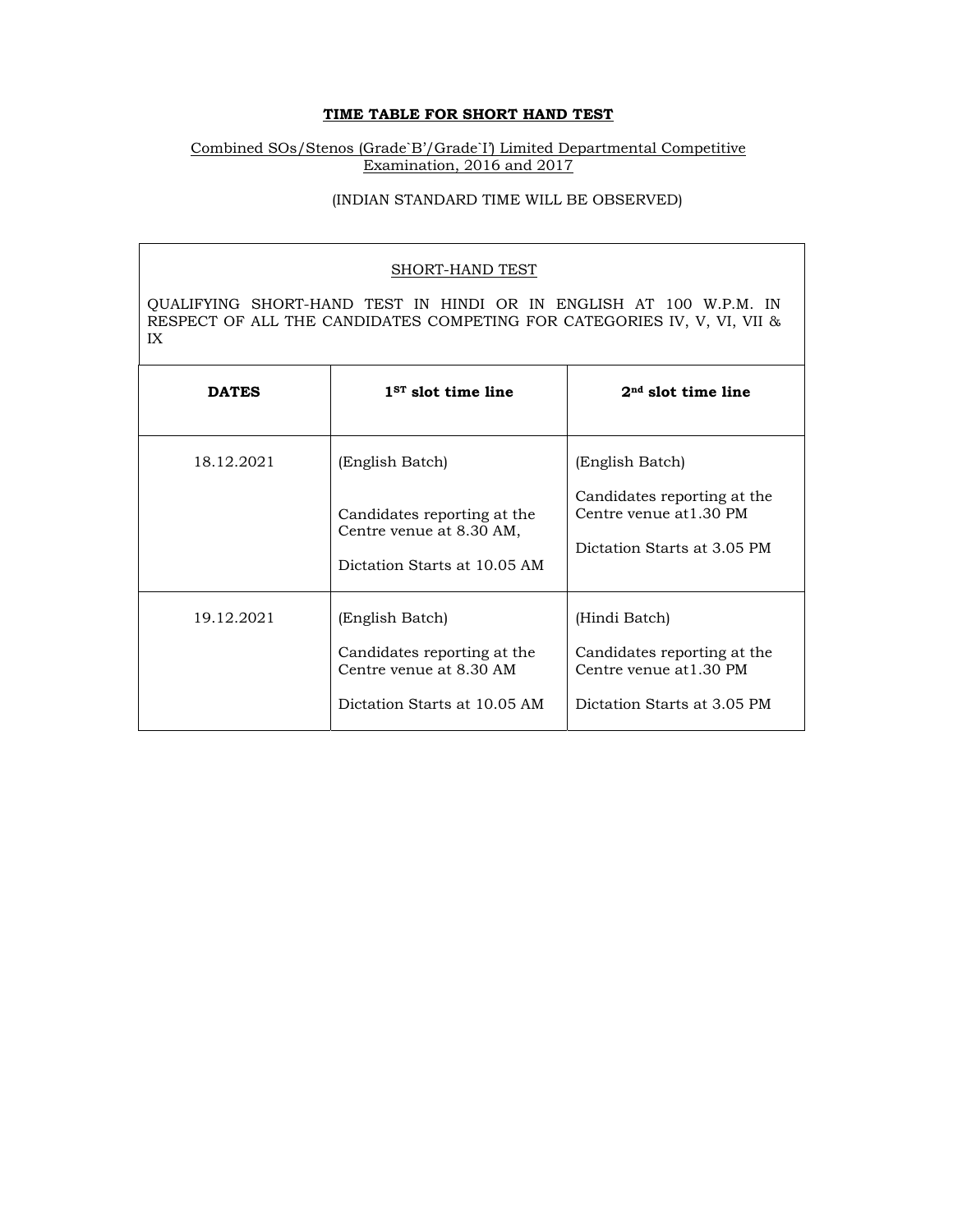**TIME TABLE FOR SHORT HAND TEST**

Combined SOs/Stenos (Grade`B'/Grade`I') Limited Departmental Competitive Examination, 2016 and 2017

(INDIAN STANDARD TIME WILL BE OBSERVED)

SHORT-HAND TEST

QUALIFYING SHORT-HAND TEST IN HINDI OR IN ENGLISH AT 100 W.P.M. IN RESPECT OF ALL THE CANDIDATES COMPETING FOR CATEGORIES IV, V, VI, VII & IX

| DATES | 1ST slot time line | 2nd slot time line |
|---|---|---|
| 18.12.2021 | (English Batch)<br><br>Candidates reporting at the Centre venue at 8.30 AM,<br><br>Dictation Starts at 10.05 AM | (English Batch)<br><br>Candidates reporting at the Centre venue at1.30 PM<br><br>Dictation Starts at 3.05 PM |
| 19.12.2021 | (English Batch)<br><br>Candidates reporting at the Centre venue at 8.30 AM<br><br>Dictation Starts at 10.05 AM | (Hindi Batch)<br><br>Candidates reporting at the Centre venue at1.30 PM<br><br>Dictation Starts at 3.05 PM |